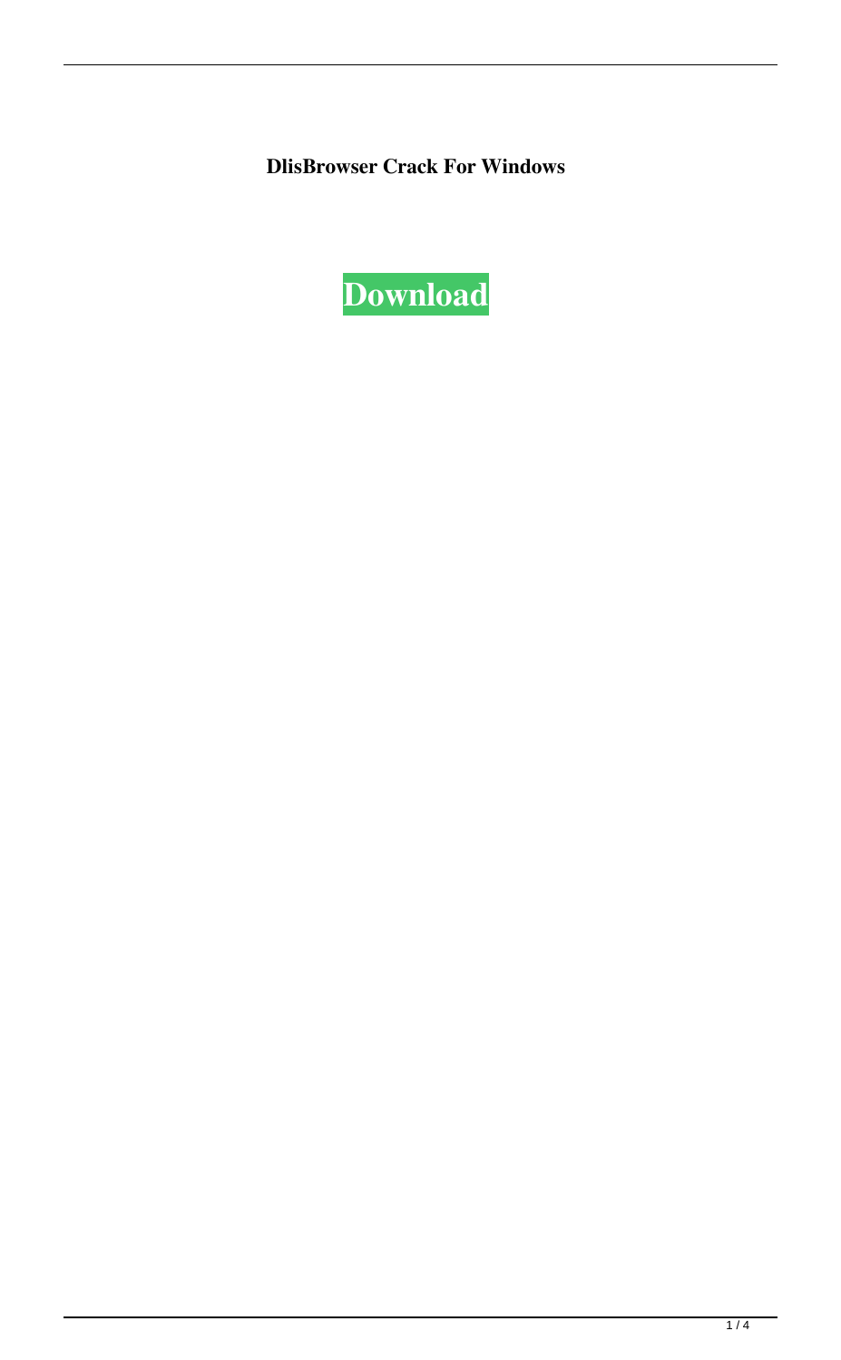**DlisBrowser Crack For Windows**

**Download**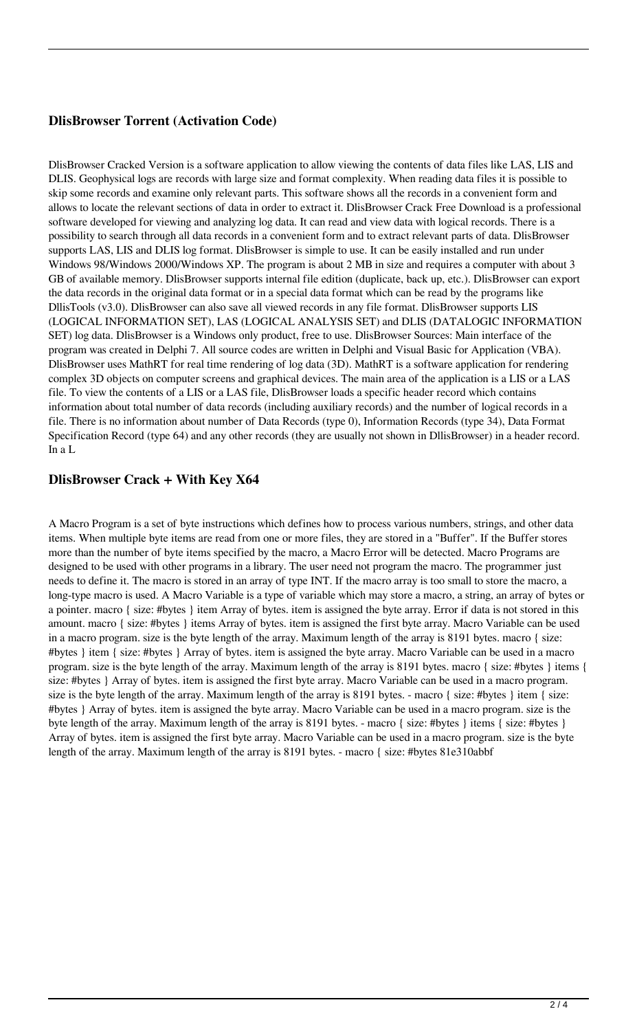### DlisBrowser Torrent (Activation Code)

DlisBrowser Cracked Version is a software application to allow viewing the contents of data files like LAS, LIS and DLIS. Geophysical logs are records with large size and format complexity. When reading data files it is possible to skip some records and examine only relevant parts. This software shows all the records in a convenient form and allows to locate the relevant sections of data in order to extract it. DlisBrowser Crack Free Download is a professional software developed for viewing and analyzing log data. It can read and view data with logical records. There is a possibility to search through all data records in a convenient form and to extract relevant parts of data. DlisBrowser supports LAS, LIS and DLIS log format. DlisBrowser is simple to use. It can be easily installed and run under Windows 98/Windows 2000/Windows XP. The program is about 2 MB in size and requires a computer with about 3 GB of available memory. DlisBrowser supports internal file edition (duplicate, back up, etc.). DlisBrowser can export the data records in the original data format or in a special data format which can be read by the programs like DllisTools (v3.0). DlisBrowser can also save all viewed records in any file format. DlisBrowser supports LIS (LOGICAL INFORMATION SET), LAS (LOGICAL ANALYSIS SET) and DLIS (DATALOGIC INFORMATION SET) log data. DlisBrowser is a Windows only product, free to use. DlisBrowser Sources: Main interface of the program was created in Delphi 7. All source codes are written in Delphi and Visual Basic for Application (VBA). DlisBrowser uses MathRT for real time rendering of log data (3D). MathRT is a software application for rendering complex 3D objects on computer screens and graphical devices. The main area of the application is a LIS or a LAS file. To view the contents of a LIS or a LAS file, DlisBrowser loads a specific header record which contains information about total number of data records (including auxiliary records) and the number of logical records in a file. There is no information about number of Data Records (type 0), Information Records (type 34), Data Format Specification Record (type 64) and any other records (they are usually not shown in DllisBrowser) in a header record. In a L

### DlisBrowser Crack + With Key X64

A Macro Program is a set of byte instructions which defines how to process various numbers, strings, and other data items. When multiple byte items are read from one or more files, they are stored in a "Buffer". If the Buffer stores more than the number of byte items specified by the macro, a Macro Error will be detected. Macro Programs are designed to be used with other programs in a library. The user need not program the macro. The programmer just needs to define it. The macro is stored in an array of type INT. If the macro array is too small to store the macro, a long-type macro is used. A Macro Variable is a type of variable which may store a macro, a string, an array of bytes or a pointer. macro { size: #bytes } item Array of bytes. item is assigned the byte array. Error if data is not stored in this amount. macro { size: #bytes } items Array of bytes. item is assigned the first byte array. Macro Variable can be used in a macro program. size is the byte length of the array. Maximum length of the array is 8191 bytes. macro { size: #bytes } item { size: #bytes } Array of bytes. item is assigned the byte array. Macro Variable can be used in a macro program. size is the byte length of the array. Maximum length of the array is 8191 bytes. macro { size: #bytes } items { size: #bytes } Array of bytes. item is assigned the first byte array. Macro Variable can be used in a macro program. size is the byte length of the array. Maximum length of the array is 8191 bytes. - macro { size: #bytes } item { size: #bytes } Array of bytes. item is assigned the byte array. Macro Variable can be used in a macro program. size is the byte length of the array. Maximum length of the array is 8191 bytes. - macro { size: #bytes } items { size: #bytes } Array of bytes. item is assigned the first byte array. Macro Variable can be used in a macro program. size is the byte length of the array. Maximum length of the array is 8191 bytes. - macro { size: #bytes 81e310abbf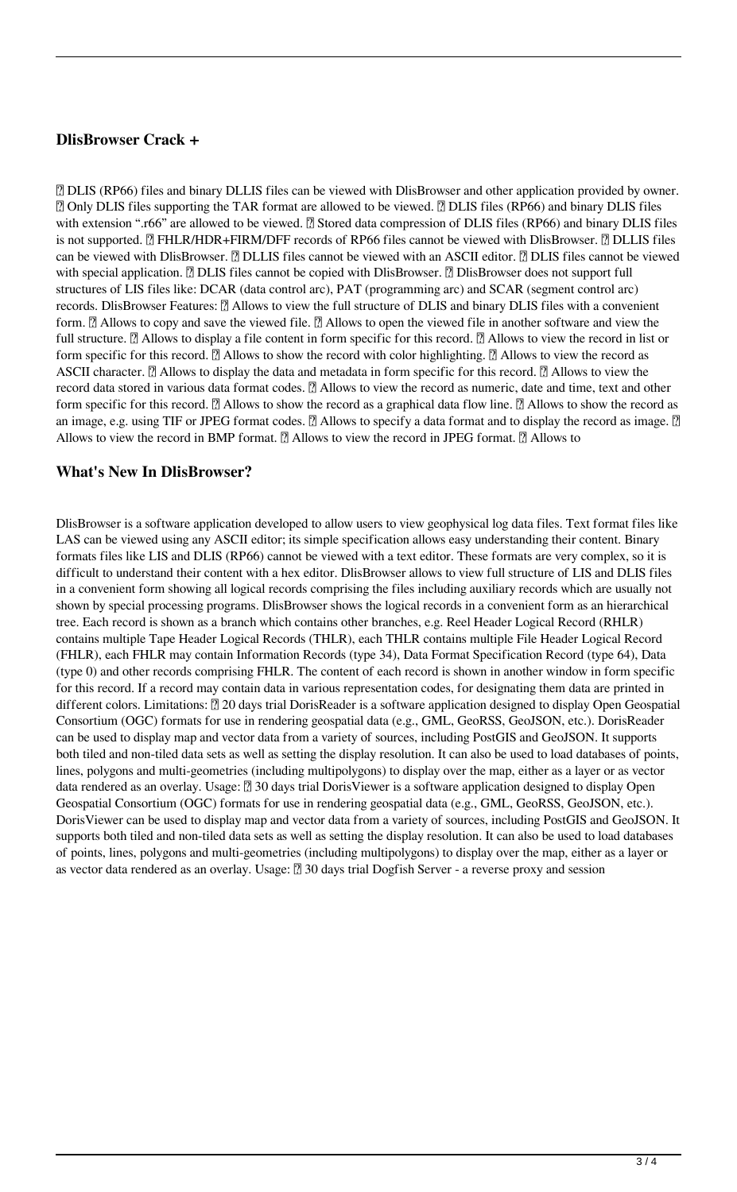### DlisBrowser Crack +

 DLIS (RP66) files and binary DLLIS files can be viewed with DlisBrowser and other application provided by owner.  Only DLIS files supporting the TAR format are allowed to be viewed.  DLIS files (RP66) and binary DLIS files with extension ".r66" are allowed to be viewed.  Stored data compression of DLIS files (RP66) and binary DLIS files is not supported.  FHLR/HDR+FIRM/DFF records of RP66 files cannot be viewed with DlisBrowser.  DLLIS files can be viewed with DlisBrowser.  DLLIS files cannot be viewed with an ASCII editor.  DLIS files cannot be viewed with special application.  DLIS files cannot be copied with DlisBrowser.  DlisBrowser does not support full structures of LIS files like: DCAR (data control arc), PAT (programming arc) and SCAR (segment control arc) records. DlisBrowser Features:  Allows to view the full structure of DLIS and binary DLIS files with a convenient form.  Allows to copy and save the viewed file.  Allows to open the viewed file in another software and view the full structure.  Allows to display a file content in form specific for this record.  Allows to view the record in list or form specific for this record.  Allows to show the record with color highlighting.  Allows to view the record as ASCII character.  Allows to display the data and metadata in form specific for this record.  Allows to view the record data stored in various data format codes.  Allows to view the record as numeric, date and time, text and other form specific for this record.  Allows to show the record as a graphical data flow line.  Allows to show the record as an image, e.g. using TIF or JPEG format codes.  Allows to specify a data format and to display the record as image.  Allows to view the record in BMP format.  Allows to view the record in JPEG format.  Allows to

### What's New In DlisBrowser?

DlisBrowser is a software application developed to allow users to view geophysical log data files. Text format files like LAS can be viewed using any ASCII editor; its simple specification allows easy understanding their content. Binary formats files like LIS and DLIS (RP66) cannot be viewed with a text editor. These formats are very complex, so it is difficult to understand their content with a hex editor. DlisBrowser allows to view full structure of LIS and DLIS files in a convenient form showing all logical records comprising the files including auxiliary records which are usually not shown by special processing programs. DlisBrowser shows the logical records in a convenient form as an hierarchical tree. Each record is shown as a branch which contains other branches, e.g. Reel Header Logical Record (RHLR) contains multiple Tape Header Logical Records (THLR), each THLR contains multiple File Header Logical Record (FHLR), each FHLR may contain Information Records (type 34), Data Format Specification Record (type 64), Data (type 0) and other records comprising FHLR. The content of each record is shown in another window in form specific for this record. If a record may contain data in various representation codes, for designating them data are printed in different colors. Limitations:  20 days trial DorisReader is a software application designed to display Open Geospatial Consortium (OGC) formats for use in rendering geospatial data (e.g., GML, GeoRSS, GeoJSON, etc.). DorisReader can be used to display map and vector data from a variety of sources, including PostGIS and GeoJSON. It supports both tiled and non-tiled data sets as well as setting the display resolution. It can also be used to load databases of points, lines, polygons and multi-geometries (including multipolygons) to display over the map, either as a layer or as vector data rendered as an overlay. Usage:  30 days trial DorisViewer is a software application designed to display Open Geospatial Consortium (OGC) formats for use in rendering geospatial data (e.g., GML, GeoRSS, GeoJSON, etc.). DorisViewer can be used to display map and vector data from a variety of sources, including PostGIS and GeoJSON. It supports both tiled and non-tiled data sets as well as setting the display resolution. It can also be used to load databases of points, lines, polygons and multi-geometries (including multipolygons) to display over the map, either as a layer or as vector data rendered as an overlay. Usage:  30 days trial Dogfish Server - a reverse proxy and session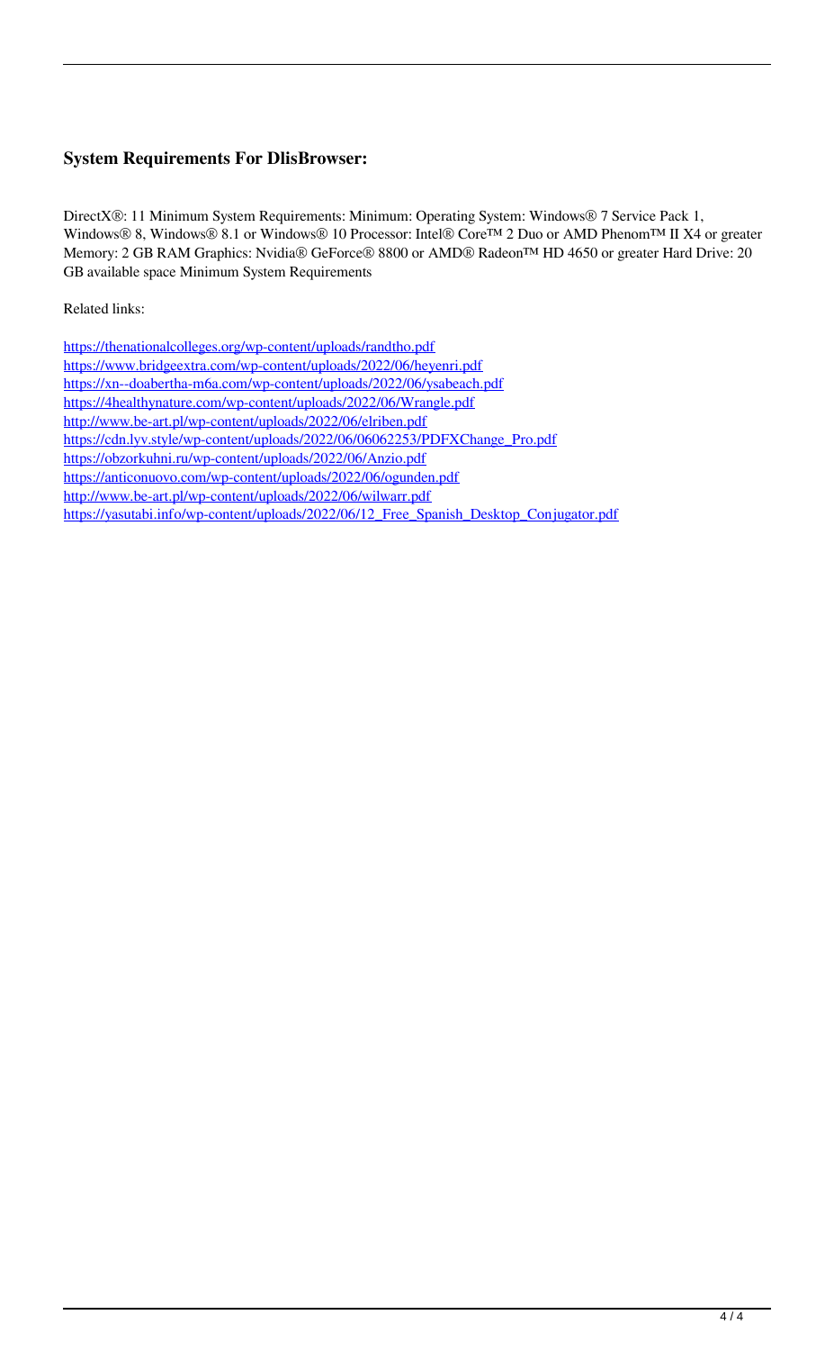### System Requirements For DlisBrowser:

DirectX®: 11 Minimum System Requirements: Minimum: Operating System: Windows® 7 Service Pack 1, Windows® 8, Windows® 8.1 or Windows® 10 Processor: Intel® Core™ 2 Duo or AMD Phenom™ II X4 or greater Memory: 2 GB RAM Graphics: Nvidia® GeForce® 8800 or AMD® Radeon™ HD 4650 or greater Hard Drive: 20 GB available space Minimum System Requirements

Related links:

https://thenationalcolleges.org/wp-content/uploads/randtho.pdf
https://www.bridgeextra.com/wp-content/uploads/2022/06/heyenri.pdf
https://xn--doabertha-m6a.com/wp-content/uploads/2022/06/ysabeach.pdf
https://4healthynature.com/wp-content/uploads/2022/06/Wrangle.pdf
http://www.be-art.pl/wp-content/uploads/2022/06/elriben.pdf
https://cdn.lyv.style/wp-content/uploads/2022/06/06062253/PDFXChange_Pro.pdf
https://obzorkuhni.ru/wp-content/uploads/2022/06/Anzio.pdf
https://anticonuovo.com/wp-content/uploads/2022/06/ogunden.pdf
http://www.be-art.pl/wp-content/uploads/2022/06/wilwarr.pdf
https://yasutabi.info/wp-content/uploads/2022/06/12_Free_Spanish_Desktop_Conjugator.pdf